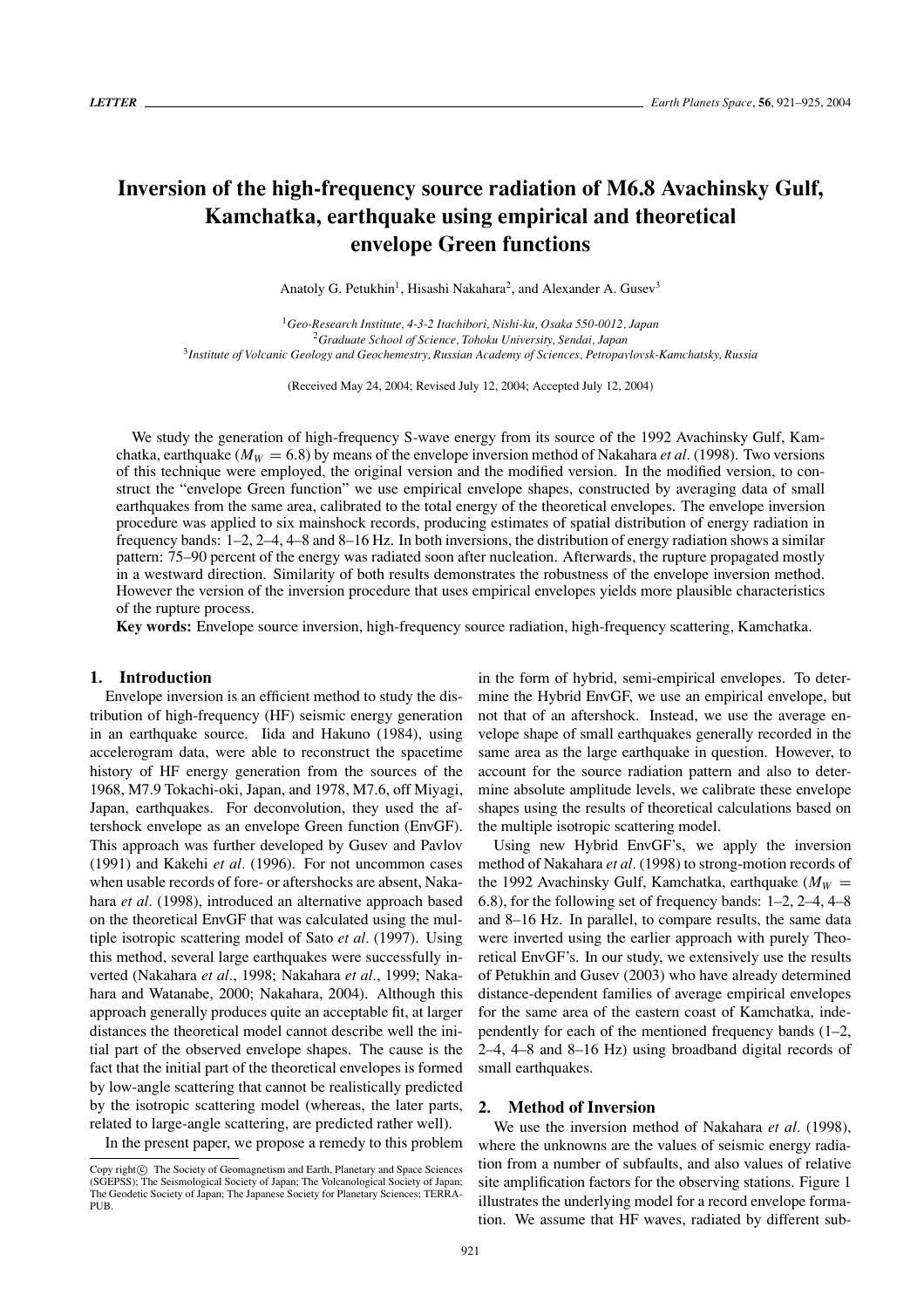# Inversion of the high-frequency source radiation of M6.8 Avachinsky Gulf, Kamchatka, earthquake using empirical and theoretical envelope Green functions

Anatoly G. Petukhin[1], Hisashi Nakahara[2], and Alexander A. Gusev[3]

[1]*Geo-Research Institute, 4-3-2 Itachibori, Nishi-ku, Osaka 550-0012, Japan*
[2]*Graduate School of Science, Tohoku University, Sendai, Japan*
[3]*Institute of Volcanic Geology and Geochemestry, Russian Academy of Sciences, Petropavlovsk-Kamchatsky, Russia*

(Received May 24, 2004; Revised July 12, 2004; Accepted July 12, 2004)

We study the generation of high-frequency S-wave energy from its source of the 1992 Avachinsky Gulf, Kamchatka, earthquake ($M_W = 6.8$) by means of the envelope inversion method of Nakahara *et al.* (1998). Two versions of this technique were employed, the original version and the modified version. In the modified version, to construct the "envelope Green function" we use empirical envelope shapes, constructed by averaging data of small earthquakes from the same area, calibrated to the total energy of the theoretical envelopes. The envelope inversion procedure was applied to six mainshock records, producing estimates of spatial distribution of energy radiation in frequency bands: 1–2, 2–4, 4–8 and 8–16 Hz. In both inversions, the distribution of energy radiation shows a similar pattern: 75–90 percent of the energy was radiated soon after nucleation. Afterwards, the rupture propagated mostly in a westward direction. Similarity of both results demonstrates the robustness of the envelope inversion method. However the version of the inversion procedure that uses empirical envelopes yields more plausible characteristics of the rupture process.

**Key words:** Envelope source inversion, high-frequency source radiation, high-frequency scattering, Kamchatka.

## 1. Introduction

Envelope inversion is an efficient method to study the distribution of high-frequency (HF) seismic energy generation in an earthquake source. Iida and Hakuno (1984), using accelerogram data, were able to reconstruct the spacetime history of HF energy generation from the sources of the 1968, M7.9 Tokachi-oki, Japan, and 1978, M7.6, off Miyagi, Japan, earthquakes. For deconvolution, they used the aftershock envelope as an envelope Green function (EnvGF). This approach was further developed by Gusev and Pavlov (1991) and Kakehi *et al.* (1996). For not uncommon cases when usable records of fore- or aftershocks are absent, Nakahara *et al.* (1998), introduced an alternative approach based on the theoretical EnvGF that was calculated using the multiple isotropic scattering model of Sato *et al.* (1997). Using this method, several large earthquakes were successfully inverted (Nakahara *et al.*, 1998; Nakahara *et al.*, 1999; Nakahara and Watanabe, 2000; Nakahara, 2004). Although this approach generally produces quite an acceptable fit, at larger distances the theoretical model cannot describe well the initial part of the observed envelope shapes. The cause is the fact that the initial part of the theoretical envelopes is formed by low-angle scattering that cannot be realistically predicted by the isotropic scattering model (whereas, the later parts, related to large-angle scattering, are predicted rather well).

In the present paper, we propose a remedy to this problem in the form of hybrid, semi-empirical envelopes. To determine the Hybrid EnvGF, we use an empirical envelope, but not that of an aftershock. Instead, we use the average envelope shape of small earthquakes generally recorded in the same area as the large earthquake in question. However, to account for the source radiation pattern and also to determine absolute amplitude levels, we calibrate these envelope shapes using the results of theoretical calculations based on the multiple isotropic scattering model.

Using new Hybrid EnvGF's, we apply the inversion method of Nakahara *et al.* (1998) to strong-motion records of the 1992 Avachinsky Gulf, Kamchatka, earthquake ($M_W = 6.8$), for the following set of frequency bands: 1–2, 2–4, 4–8 and 8–16 Hz. In parallel, to compare results, the same data were inverted using the earlier approach with purely Theoretical EnvGF's. In our study, we extensively use the results of Petukhin and Gusev (2003) who have already determined distance-dependent families of average empirical envelopes for the same area of the eastern coast of Kamchatka, independently for each of the mentioned frequency bands (1–2, 2–4, 4–8 and 8–16 Hz) using broadband digital records of small earthquakes.

## 2. Method of Inversion

We use the inversion method of Nakahara *et al.* (1998), where the unknowns are the values of seismic energy radiation from a number of subfaults, and also values of relative site amplification factors for the observing stations. Figure 1 illustrates the underlying model for a record envelope formation. We assume that HF waves, radiated by different sub-

Copy right© The Society of Geomagnetism and Earth, Planetary and Space Sciences (SGEPSS); The Seismological Society of Japan; The Volcanological Society of Japan; The Geodetic Society of Japan; The Japanese Society for Planetary Sciences; TERRAPUB.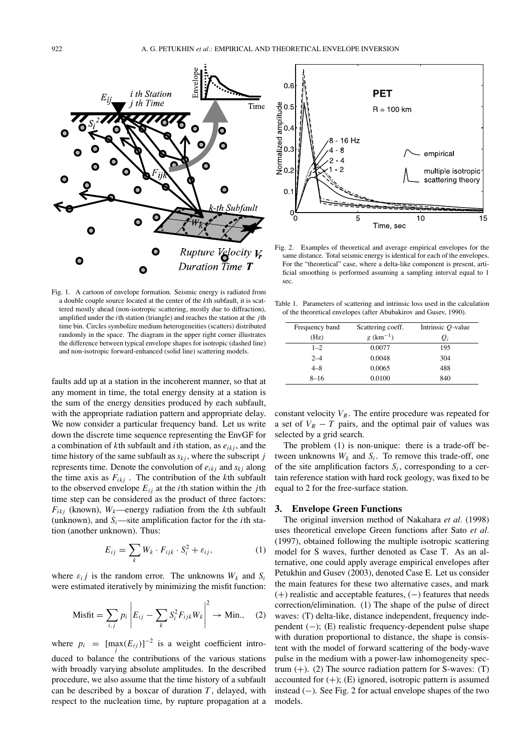Fig. 1. A cartoon of envelope formation. Seismic energy is radiated from a double couple source located at the center of the $k$th subfault, it is scattered mostly ahead (non-isotropic scattering, mostly due to diffraction), amplified under the $i$th station (triangle) and reaches the station at the $j$th time bin. Circles symbolize medium heterogeneities (scatters) distributed randomly in the space. The diagram in the upper right corner illustrates the difference between typical envelope shapes for isotropic (dashed line) and non-isotropic forward-enhanced (solid line) scattering models.

Fig. 2. Examples of theoretical and average empirical envelopes for the same distance. Total seismic energy is identical for each of the envelopes. For the "theoretical" case, where a delta-like component is present, artificial smoothing is performed assuming a sampling interval equal to 1 sec.

Table 1. Parameters of scattering and intrinsic loss used in the calculation of the theoretical envelopes (after Abubakirov and Gusev, 1990).

| Frequency band (Hz) | Scattering coeff. $g$ (km$^{-1}$) | Intrinsic $Q$-value $Q_i$ |
|---|---|---|
| 1–2 | 0.0077 | 195 |
| 2–4 | 0.0048 | 304 |
| 4–8 | 0.0065 | 488 |
| 8–16 | 0.0100 | 840 |

faults add up at a station in the incoherent manner, so that at any moment in time, the total energy density at a station is the sum of the energy densities produced by each subfault, with the appropriate radiation pattern and appropriate delay. We now consider a particular frequency band. Let us write down the discrete time sequence representing the EnvGF for a combination of $k$th subfault and $i$th station, as $e_{ikj}$, and the time history of the same subfault as $s_{kj}$, where the subscript $j$ represents time. Denote the convolution of $e_{ikj}$ and $s_{kj}$ along the time axis as $F_{ikj}$ . The contribution of the $k$th subfault to the observed envelope $E_{ij}$ at the $i$th station within the $j$th time step can be considered as the product of three factors: $F_{ikj}$ (known), $W_k$—energy radiation from the $k$th subfault (unknown), and $S_i$—site amplification factor for the $i$th station (another unknown). Thus:

$$E_{ij} = \sum_k W_k \cdot F_{ijk} \cdot S_i^2 + \varepsilon_{ij}, \tag{1}$$

where $\varepsilon_i j$ is the random error. The unknowns $W_k$ and $S_i$ were estimated iteratively by minimizing the misfit function:

$$\text{Misfit} = \sum_{i,j} p_i \left| E_{ij} - \sum_k S_i^2 F_{ijk} W_k \right|^2 \to \text{Min.}, \tag{2}$$

where $p_i = [\max_j(E_{ij})]^{-2}$ is a weight coefficient introduced to balance the contributions of the various stations with broadly varying absolute amplitudes. In the described procedure, we also assume that the time history of a subfault can be described by a boxcar of duration $T$, delayed, with respect to the nucleation time, by rupture propagation at a constant velocity $V_R$. The entire procedure was repeated for a set of $V_R - T$ pairs, and the optimal pair of values was selected by a grid search.

The problem (1) is non-unique: there is a trade-off between unknowns $W_k$ and $S_i$. To remove this trade-off, one of the site amplification factors $S_i$, corresponding to a certain reference station with hard rock geology, was fixed to be equal to 2 for the free-surface station.

## 3. Envelope Green Functions

The original inversion method of Nakahara *et al.* (1998) uses theoretical envelope Green functions after Sato *et al.* (1997), obtained following the multiple isotropic scattering model for S waves, further denoted as Case T. As an alternative, one could apply average empirical envelopes after Petukhin and Gusev (2003), denoted Case E. Let us consider the main features for these two alternative cases, and mark (+) realistic and acceptable features, (−) features that needs correction/elimination. (1) The shape of the pulse of direct waves: (T) delta-like, distance independent, frequency independent (−); (E) realistic frequency-dependent pulse shape with duration proportional to distance, the shape is consistent with the model of forward scattering of the body-wave pulse in the medium with a power-law inhomogeneity spectrum (+). (2) The source radiation pattern for S-waves: (T) accounted for (+); (E) ignored, isotropic pattern is assumed instead (−). See Fig. 2 for actual envelope shapes of the two models.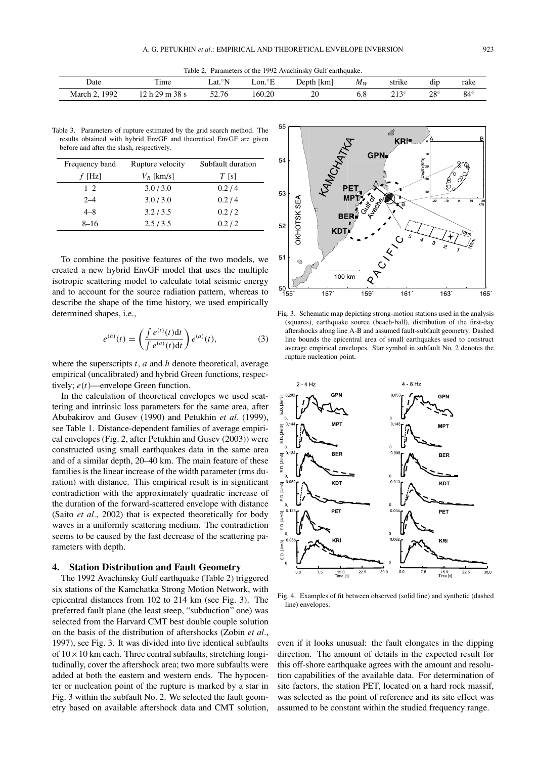Table 2. Parameters of the 1992 Avachinsky Gulf earthquake.

| Date | Time | Lat.°N | Lon.°E | Depth [km] | $M_W$ | strike | dip | rake |
|---|---|---|---|---|---|---|---|---|
| March 2, 1992 | 12 h 29 m 38 s | 52.76 | 160.20 | 20 | 6.8 | 213° | 28° | 84° |

Table 3. Parameters of rupture estimated by the grid search method. The results obtained with hybrid EnvGF and theoretical EnvGF are given before and after the slash, respectively.

| Frequency band | Rupture velocity | Subfault duration |
|---|---|---|
| $f$ [Hz] | $V_R$ [km/s] | $T$ [s] |
| 1–2 | 3.0 / 3.0 | 0.2 / 4 |
| 2–4 | 3.0 / 3.0 | 0.2 / 4 |
| 4–8 | 3.2 / 3.5 | 0.2 / 2 |
| 8–16 | 2.5 / 3.5 | 0.2 / 2 |

To combine the positive features of the two models, we created a new hybrid EnvGF model that uses the multiple isotropic scattering model to calculate total seismic energy and to account for the source radiation pattern, whereas to describe the shape of the time history, we used empirically determined shapes, i.e.,

$$e^{(h)}(t) = \left( \frac{\int e^{(t)}(t)\mathrm{d}t}{\int e^{(a)}(t)\mathrm{d}t} \right) e^{(a)}(t), \tag{3}$$

where the superscripts $t$, $a$ and $h$ denote theoretical, average empirical (uncalibrated) and hybrid Green functions, respectively; $e(t)$—envelope Green function.

In the calculation of theoretical envelopes we used scattering and intrinsic loss parameters for the same area, after Abubakirov and Gusev (1990) and Petukhin *et al.* (1999), see Table 1. Distance-dependent families of average empirical envelopes (Fig. 2, after Petukhin and Gusev (2003)) were constructed using small earthquakes data in the same area and of a similar depth, 20–40 km. The main feature of these families is the linear increase of the width parameter (rms duration) with distance. This empirical result is in significant contradiction with the approximately quadratic increase of the duration of the forward-scattered envelope with distance (Saito *et al*., 2002) that is expected theoretically for body waves in a uniformly scattering medium. The contradiction seems to be caused by the fast decrease of the scattering parameters with depth.

## 4. Station Distribution and Fault Geometry

The 1992 Avachinsky Gulf earthquake (Table 2) triggered six stations of the Kamchatka Strong Motion Network, with epicentral distances from 102 to 214 km (see Fig. 3). The preferred fault plane (the least steep, "subduction" one) was selected from the Harvard CMT best double couple solution on the basis of the distribution of aftershocks (Zobin *et al*., 1997), see Fig. 3. It was divided into five identical subfaults of $10 \times 10$ km each. Three central subfaults, stretching longitudinally, cover the aftershock area; two more subfaults were added at both the eastern and western ends. The hypocenter or nucleation point of the rupture is marked by a star in Fig. 3 within the subfault No. 2. We selected the fault geometry based on available aftershock data and CMT solution, even if it looks unusual: the fault elongates in the dipping direction. The amount of details in the expected result for this off-shore earthquake agrees with the amount and resolution capabilities of the available data. For determination of site factors, the station PET, located on a hard rock massif, was selected as the point of reference and its site effect was assumed to be constant within the studied frequency range.

Fig. 3. Schematic map depicting strong-motion stations used in the analysis (squares), earthquake source (beach-ball), distribution of the first-day aftershocks along line A-B and assumed fault-subfault geometry. Dashed line bounds the epicentral area of small earthquakes used to construct average empirical envelopes. Star symbol in subfault No. 2 denotes the rupture nucleation point.

Fig. 4. Examples of fit between observed (solid line) and synthetic (dashed line) envelopes.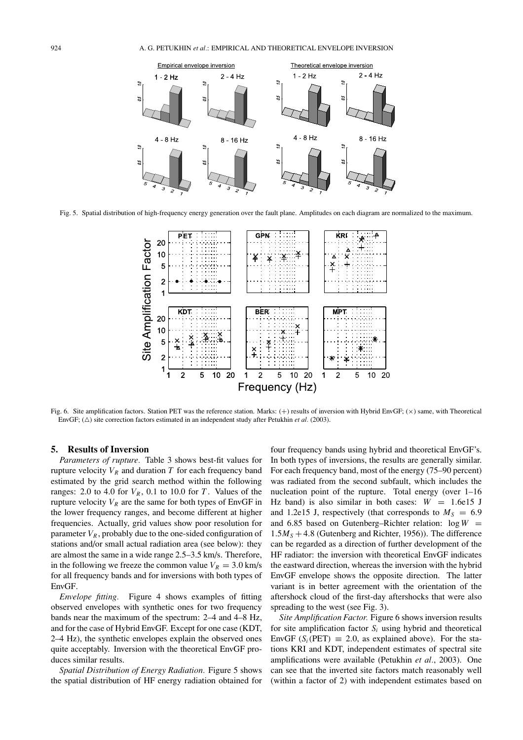Fig. 5. Spatial distribution of high-frequency energy generation over the fault plane. Amplitudes on each diagram are normalized to the maximum.

Fig. 6. Site amplification factors. Station PET was the reference station. Marks: (+) results of inversion with Hybrid EnvGF; (×) same, with Theoretical EnvGF; (△) site correction factors estimated in an independent study after Petukhin *et al*. (2003).

## 5. Results of Inversion

*Parameters of rupture*. Table 3 shows best-fit values for rupture velocity $V_R$ and duration $T$ for each frequency band estimated by the grid search method within the following ranges: 2.0 to 4.0 for $V_R$, 0.1 to 10.0 for $T$. Values of the rupture velocity $V_R$ are the same for both types of EnvGF in the lower frequency ranges, and become different at higher frequencies. Actually, grid values show poor resolution for parameter $V_R$, probably due to the one-sided configuration of stations and/or small actual radiation area (see below): they are almost the same in a wide range 2.5–3.5 km/s. Therefore, in the following we freeze the common value $V_R = 3.0$ km/s for all frequency bands and for inversions with both types of EnvGF.

*Envelope fitting*. Figure 4 shows examples of fitting observed envelopes with synthetic ones for two frequency bands near the maximum of the spectrum: 2–4 and 4–8 Hz, and for the case of Hybrid EnvGF. Except for one case (KDT, 2–4 Hz), the synthetic envelopes explain the observed ones quite acceptably. Inversion with the theoretical EnvGF produces similar results.

*Spatial Distribution of Energy Radiation*. Figure 5 shows the spatial distribution of HF energy radiation obtained for four frequency bands using hybrid and theoretical EnvGF's. In both types of inversions, the results are generally similar. For each frequency band, most of the energy (75–90 percent) was radiated from the second subfault, which includes the nucleation point of the rupture. Total energy (over 1–16 Hz band) is also similar in both cases: $W = 1.6\text{e}15$ J and 1.2e15 J, respectively (that corresponds to $M_S = 6.9$ and 6.85 based on Gutenberg–Richter relation: $\log W = 1.5M_S + 4.8$ (Gutenberg and Richter, 1956)). The difference can be regarded as a direction of further development of the HF radiator: the inversion with theoretical EnvGF indicates the eastward direction, whereas the inversion with the hybrid EnvGF envelope shows the opposite direction. The latter variant is in better agreement with the orientation of the aftershock cloud of the first-day aftershocks that were also spreading to the west (see Fig. 3).

*Site Amplification Factor.* Figure 6 shows inversion results for site amplification factor $S_i$ using hybrid and theoretical EnvGF ($S_i(\text{PET}) \equiv 2.0$, as explained above). For the stations KRI and KDT, independent estimates of spectral site amplifications were available (Petukhin *et al*., 2003). One can see that the inverted site factors match reasonably well (within a factor of 2) with independent estimates based on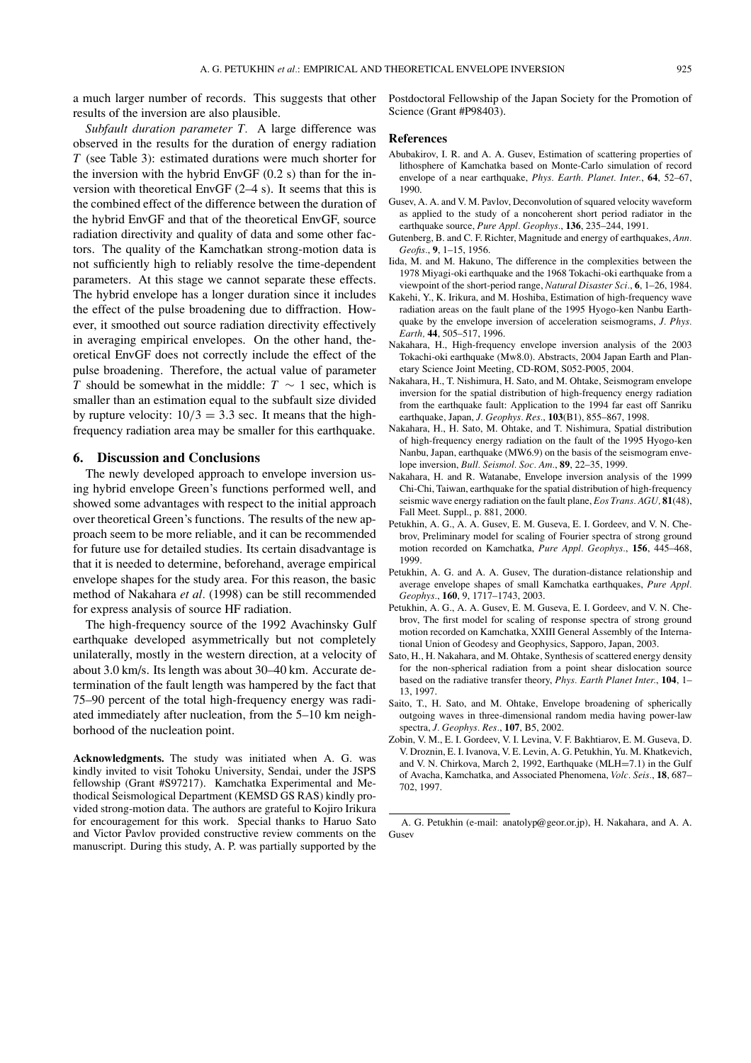a much larger number of records. This suggests that other results of the inversion are also plausible.

*Subfault duration parameter T.* A large difference was observed in the results for the duration of energy radiation $T$ (see Table 3): estimated durations were much shorter for the inversion with the hybrid EnvGF (0.2 s) than for the inversion with theoretical EnvGF (2–4 s). It seems that this is the combined effect of the difference between the duration of the hybrid EnvGF and that of the theoretical EnvGF, source radiation directivity and quality of data and some other factors. The quality of the Kamchatkan strong-motion data is not sufficiently high to reliably resolve the time-dependent parameters. At this stage we cannot separate these effects. The hybrid envelope has a longer duration since it includes the effect of the pulse broadening due to diffraction. However, it smoothed out source radiation directivity effectively in averaging empirical envelopes. On the other hand, theoretical EnvGF does not correctly include the effect of the pulse broadening. Therefore, the actual value of parameter $T$ should be somewhat in the middle: $T \sim 1$ sec, which is smaller than an estimation equal to the subfault size divided by rupture velocity: $10/3 = 3.3$ sec. It means that the high-frequency radiation area may be smaller for this earthquake.

## 6. Discussion and Conclusions

The newly developed approach to envelope inversion using hybrid envelope Green's functions performed well, and showed some advantages with respect to the initial approach over theoretical Green's functions. The results of the new approach seem to be more reliable, and it can be recommended for future use for detailed studies. Its certain disadvantage is that it is needed to determine, beforehand, average empirical envelope shapes for the study area. For this reason, the basic method of Nakahara *et al*. (1998) can be still recommended for express analysis of source HF radiation.

The high-frequency source of the 1992 Avachinsky Gulf earthquake developed asymmetrically but not completely unilaterally, mostly in the western direction, at a velocity of about 3.0 km/s. Its length was about 30–40 km. Accurate determination of the fault length was hampered by the fact that 75–90 percent of the total high-frequency energy was radiated immediately after nucleation, from the 5–10 km neighborhood of the nucleation point.

**Acknowledgments.** The study was initiated when A. G. was kindly invited to visit Tohoku University, Sendai, under the JSPS fellowship (Grant #S97217). Kamchatka Experimental and Methodical Seismological Department (KEMSD GS RAS) kindly provided strong-motion data. The authors are grateful to Kojiro Irikura for encouragement for this work. Special thanks to Haruo Sato and Victor Pavlov provided constructive review comments on the manuscript. During this study, A. P. was partially supported by the Postdoctoral Fellowship of the Japan Society for the Promotion of Science (Grant #P98403).

### References

Abubakirov, I. R. and A. A. Gusev, Estimation of scattering properties of lithosphere of Kamchatka based on Monte-Carlo simulation of record envelope of a near earthquake, *Phys. Earth. Planet. Inter.*, **64**, 52–67, 1990.

Gusev, A. A. and V. M. Pavlov, Deconvolution of squared velocity waveform as applied to the study of a noncoherent short period radiator in the earthquake source, *Pure Appl. Geophys.*, **136**, 235–244, 1991.

Gutenberg, B. and C. F. Richter, Magnitude and energy of earthquakes, *Ann. Geofis.*, **9**, 1–15, 1956.

Iida, M. and M. Hakuno, The difference in the complexities between the 1978 Miyagi-oki earthquake and the 1968 Tokachi-oki earthquake from a viewpoint of the short-period range, *Natural Disaster Sci.*, **6**, 1–26, 1984.

Kakehi, Y., K. Irikura, and M. Hoshiba, Estimation of high-frequency wave radiation areas on the fault plane of the 1995 Hyogo-ken Nanbu Earthquake by the envelope inversion of acceleration seismograms, *J. Phys. Earth*, **44**, 505–517, 1996.

Nakahara, H., High-frequency envelope inversion analysis of the 2003 Tokachi-oki earthquake (Mw8.0). Abstracts, 2004 Japan Earth and Planetary Science Joint Meeting, CD-ROM, S052-P005, 2004.

Nakahara, H., T. Nishimura, H. Sato, and M. Ohtake, Seismogram envelope inversion for the spatial distribution of high-frequency energy radiation from the earthquake fault: Application to the 1994 far east off Sanriku earthquake, Japan, *J. Geophys. Res.*, **103**(B1), 855–867, 1998.

Nakahara, H., H. Sato, M. Ohtake, and T. Nishimura, Spatial distribution of high-frequency energy radiation on the fault of the 1995 Hyogo-ken Nanbu, Japan, earthquake (MW6.9) on the basis of the seismogram envelope inversion, *Bull. Seismol. Soc. Am.*, **89**, 22–35, 1999.

Nakahara, H. and R. Watanabe, Envelope inversion analysis of the 1999 Chi-Chi, Taiwan, earthquake for the spatial distribution of high-frequency seismic wave energy radiation on the fault plane, *Eos Trans. AGU*, **81**(48), Fall Meet. Suppl., p. 881, 2000.

Petukhin, A. G., A. A. Gusev, E. M. Guseva, E. I. Gordeev, and V. N. Chebrov, Preliminary model for scaling of Fourier spectra of strong ground motion recorded on Kamchatka, *Pure Appl. Geophys.*, **156**, 445–468, 1999.

Petukhin, A. G. and A. A. Gusev, The duration-distance relationship and average envelope shapes of small Kamchatka earthquakes, *Pure Appl. Geophys.*, **160**, 9, 1717–1743, 2003.

Petukhin, A. G., A. A. Gusev, E. M. Guseva, E. I. Gordeev, and V. N. Chebrov, The first model for scaling of response spectra of strong ground motion recorded on Kamchatka, XXIII General Assembly of the International Union of Geodesy and Geophysics, Sapporo, Japan, 2003.

Sato, H., H. Nakahara, and M. Ohtake, Synthesis of scattered energy density for the non-spherical radiation from a point shear dislocation source based on the radiative transfer theory, *Phys. Earth Planet Inter.*, **104**, 1–13, 1997.

Saito, T., H. Sato, and M. Ohtake, Envelope broadening of spherically outgoing waves in three-dimensional random media having power-law spectra, *J. Geophys. Res.*, **107**, B5, 2002.

Zobin, V. M., E. I. Gordeev, V. I. Levina, V. F. Bakhtiarov, E. M. Guseva, D. V. Droznin, E. I. Ivanova, V. E. Levin, A. G. Petukhin, Yu. M. Khatkevich, and V. N. Chirkova, March 2, 1992, Earthquake (MLH=7.1) in the Gulf of Avacha, Kamchatka, and Associated Phenomena, *Volc. Seis.*, **18**, 687–702, 1997.

---

A. G. Petukhin (e-mail: anatolyp@geor.or.jp), H. Nakahara, and A. A. Gusev